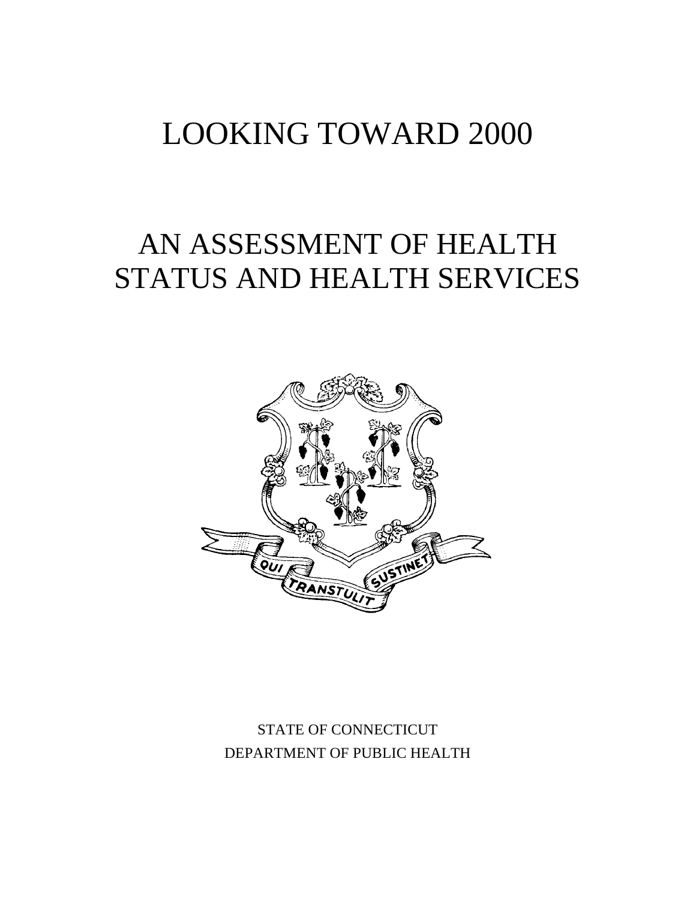# LOOKING TOWARD 2000

# AN ASSESSMENT OF HEALTH STATUS AND HEALTH SERVICES

STATE OF CONNECTICUT

DEPARTMENT OF PUBLIC HEALTH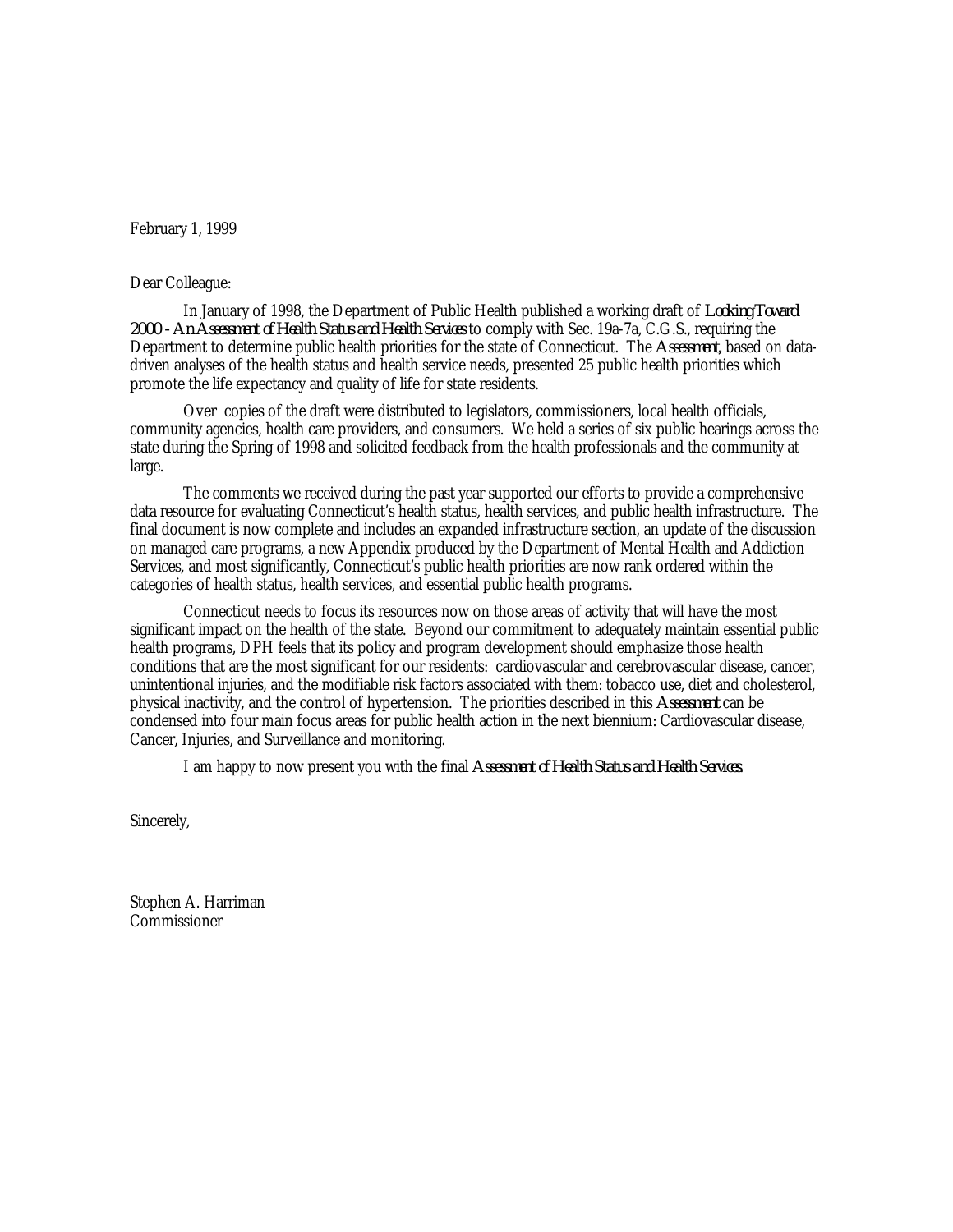February 1, 1999

Dear Colleague:

In January of 1998, the Department of Public Health published a working draft of *Looking Toward 2000 - An Assessment of Health Status and Health Services* to comply with Sec. 19a-7a, C.G.S., requiring the Department to determine public health priorities for the state of Connecticut. The *Assessment,* based on data-driven analyses of the health status and health service needs, presented 25 public health priorities which promote the life expectancy and quality of life for state residents.

Over copies of the draft were distributed to legislators, commissioners, local health officials, community agencies, health care providers, and consumers. We held a series of six public hearings across the state during the Spring of 1998 and solicited feedback from the health professionals and the community at large.

The comments we received during the past year supported our efforts to provide a comprehensive data resource for evaluating Connecticut's health status, health services, and public health infrastructure. The final document is now complete and includes an expanded infrastructure section, an update of the discussion on managed care programs, a new Appendix produced by the Department of Mental Health and Addiction Services, and most significantly, Connecticut's public health priorities are now rank ordered within the categories of health status, health services, and essential public health programs.

Connecticut needs to focus its resources now on those areas of activity that will have the most significant impact on the health of the state. Beyond our commitment to adequately maintain essential public health programs, DPH feels that its policy and program development should emphasize those health conditions that are the most significant for our residents: cardiovascular and cerebrovascular disease, cancer, unintentional injuries, and the modifiable risk factors associated with them: tobacco use, diet and cholesterol, physical inactivity, and the control of hypertension. The priorities described in this *Assessment* can be condensed into four main focus areas for public health action in the next biennium: Cardiovascular disease, Cancer, Injuries, and Surveillance and monitoring.

I am happy to now present you with the final *Assessment of Health Status and Health Services.*

Sincerely,

Stephen A. Harriman  
Commissioner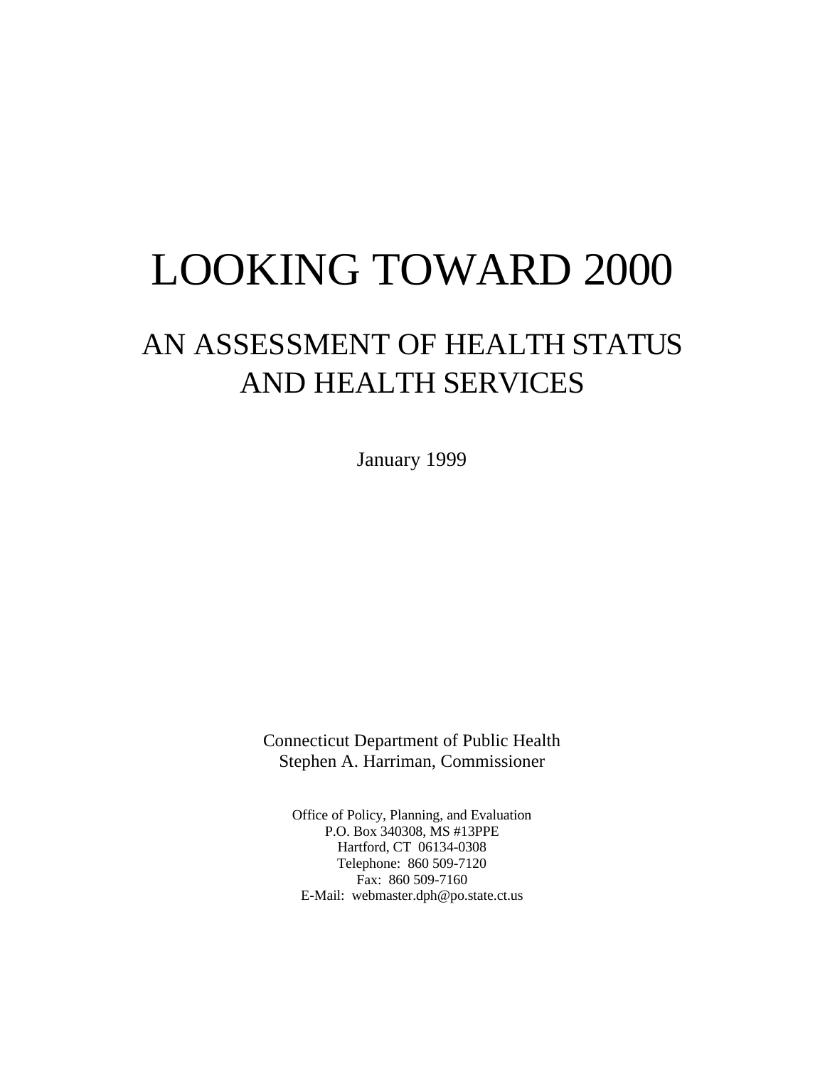# LOOKING TOWARD 2000

## AN ASSESSMENT OF HEALTH STATUS AND HEALTH SERVICES

January 1999

Connecticut Department of Public Health
Stephen A. Harriman, Commissioner

Office of Policy, Planning, and Evaluation
P.O. Box 340308, MS #13PPE
Hartford, CT 06134-0308
Telephone: 860 509-7120
Fax: 860 509-7160
E-Mail: webmaster.dph@po.state.ct.us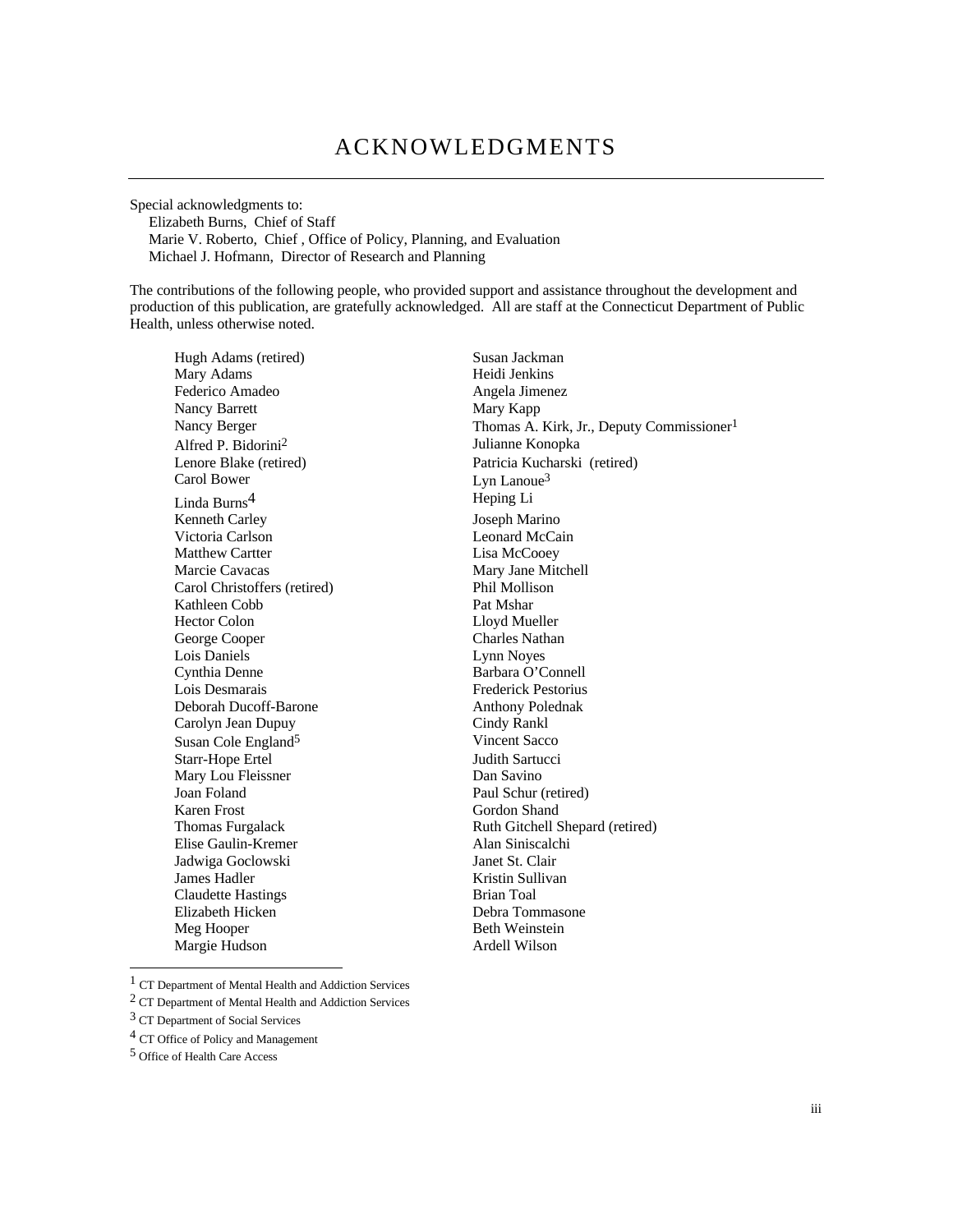# ACKNOWLEDGMENTS

Special acknowledgments to:
- Elizabeth Burns, Chief of Staff
- Marie V. Roberto, Chief , Office of Policy, Planning, and Evaluation
- Michael J. Hofmann, Director of Research and Planning

The contributions of the following people, who provided support and assistance throughout the development and production of this publication, are gratefully acknowledged. All are staff at the Connecticut Department of Public Health, unless otherwise noted.

Hugh Adams (retired)
Mary Adams
Federico Amadeo
Nancy Barrett
Nancy Berger
Alfred P. Bidorini[2]
Lenore Blake (retired)
Carol Bower
Linda Burns[4]
Kenneth Carley
Victoria Carlson
Matthew Cartter
Marcie Cavacas
Carol Christoffers (retired)
Kathleen Cobb
Hector Colon
George Cooper
Lois Daniels
Cynthia Denne
Lois Desmarais
Deborah Ducoff-Barone
Carolyn Jean Dupuy
Susan Cole England[5]
Starr-Hope Ertel
Mary Lou Fleissner
Joan Foland
Karen Frost
Thomas Furgalack
Elise Gaulin-Kremer
Jadwiga Goclowski
James Hadler
Claudette Hastings
Elizabeth Hicken
Meg Hooper
Margie Hudson
Susan Jackman
Heidi Jenkins
Angela Jimenez
Mary Kapp
Thomas A. Kirk, Jr., Deputy Commissioner[1]
Julianne Konopka
Patricia Kucharski (retired)
Lyn Lanoue[3]
Heping Li
Joseph Marino
Leonard McCain
Lisa McCooey
Mary Jane Mitchell
Phil Mollison
Pat Mshar
Lloyd Mueller
Charles Nathan
Lynn Noyes
Barbara O'Connell
Frederick Pestorius
Anthony Polednak
Cindy Rankl
Vincent Sacco
Judith Sartucci
Dan Savino
Paul Schur (retired)
Gordon Shand
Ruth Gitchell Shepard (retired)
Alan Siniscalchi
Janet St. Clair
Kristin Sullivan
Brian Toal
Debra Tommasone
Beth Weinstein
Ardell Wilson

---

[1] CT Department of Mental Health and Addiction Services

[2] CT Department of Mental Health and Addiction Services

[3] CT Department of Social Services

[4] CT Office of Policy and Management

[5] Office of Health Care Access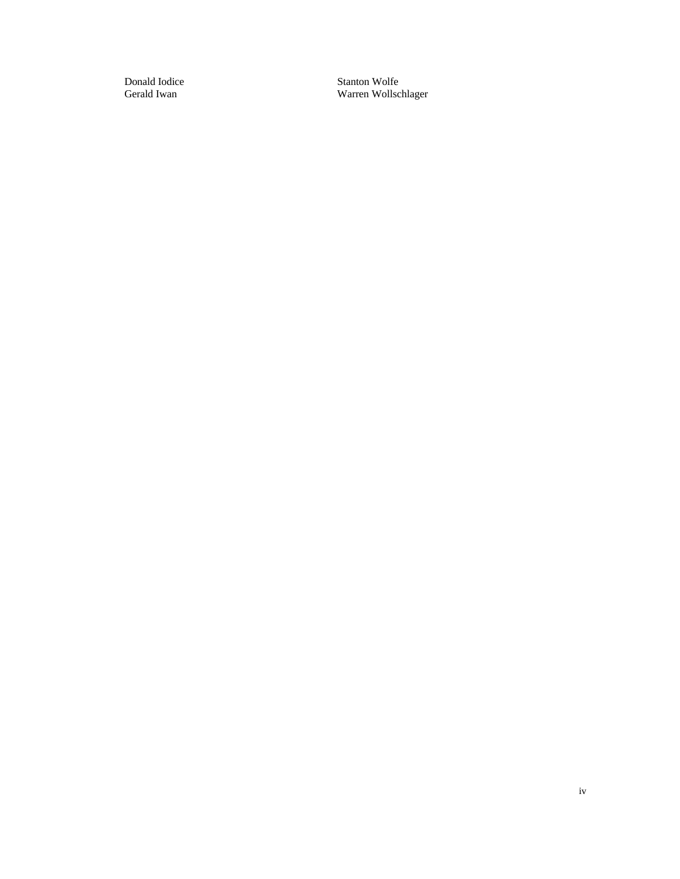Donald Iodice
Gerald Iwan

Stanton Wolfe
Warren Wollschlager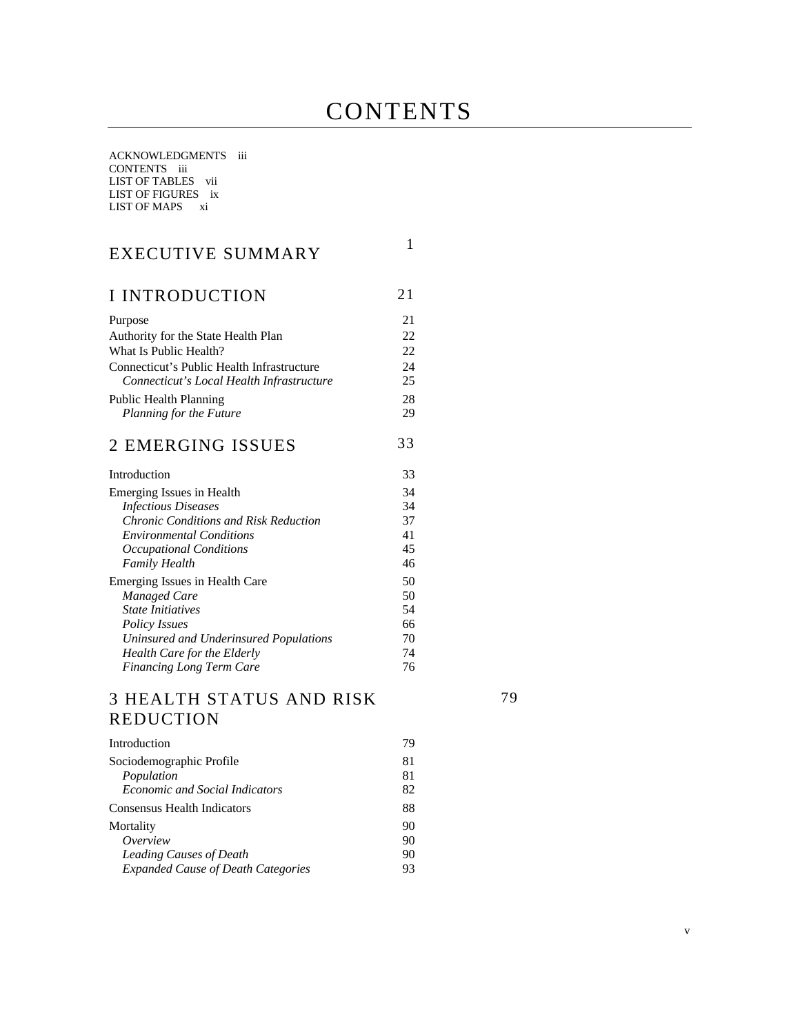# CONTENTS

ACKNOWLEDGMENTS iii
CONTENTS iii
LIST OF TABLES vii
LIST OF FIGURES ix
LIST OF MAPS xi

## EXECUTIVE SUMMARY 1

## I INTRODUCTION 21

| | |
|---|---|
| Purpose | 21 |
| Authority for the State Health Plan | 22 |
| What Is Public Health? | 22 |
| Connecticut's Public Health Infrastructure | 24 |
| *Connecticut's Local Health Infrastructure* | 25 |
| Public Health Planning | 28 |
| *Planning for the Future* | 29 |

## 2 EMERGING ISSUES 33

| | |
|---|---|
| Introduction | 33 |
| Emerging Issues in Health | 34 |
| *Infectious Diseases* | 34 |
| *Chronic Conditions and Risk Reduction* | 37 |
| *Environmental Conditions* | 41 |
| *Occupational Conditions* | 45 |
| *Family Health* | 46 |
| Emerging Issues in Health Care | 50 |
| *Managed Care* | 50 |
| *State Initiatives* | 54 |
| *Policy Issues* | 66 |
| *Uninsured and Underinsured Populations* | 70 |
| *Health Care for the Elderly* | 74 |
| *Financing Long Term Care* | 76 |

## 3 HEALTH STATUS AND RISK REDUCTION 79

| | |
|---|---|
| Introduction | 79 |
| Sociodemographic Profile | 81 |
| *Population* | 81 |
| *Economic and Social Indicators* | 82 |
| Consensus Health Indicators | 88 |
| Mortality | 90 |
| *Overview* | 90 |
| *Leading Causes of Death* | 90 |
| *Expanded Cause of Death Categories* | 93 |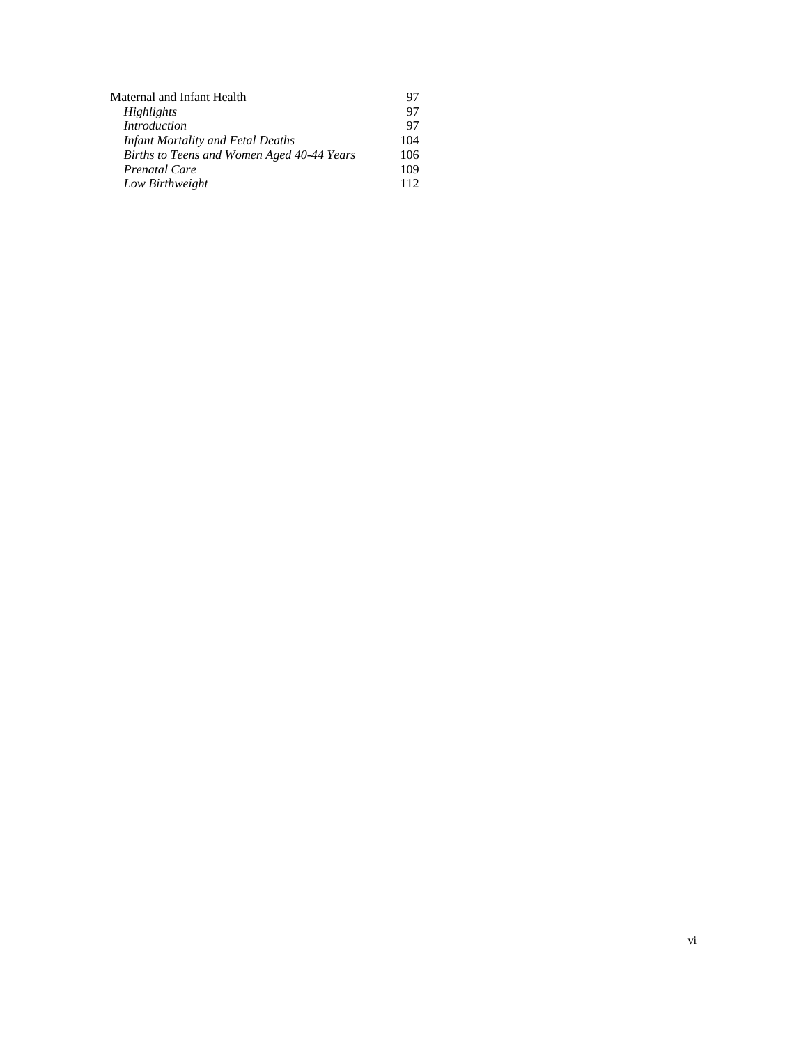| | |
|---|---|
| Maternal and Infant Health | 97 |
| *Highlights* | 97 |
| *Introduction* | 97 |
| *Infant Mortality and Fetal Deaths* | 104 |
| *Births to Teens and Women Aged 40-44 Years* | 106 |
| *Prenatal Care* | 109 |
| *Low Birthweight* | 112 |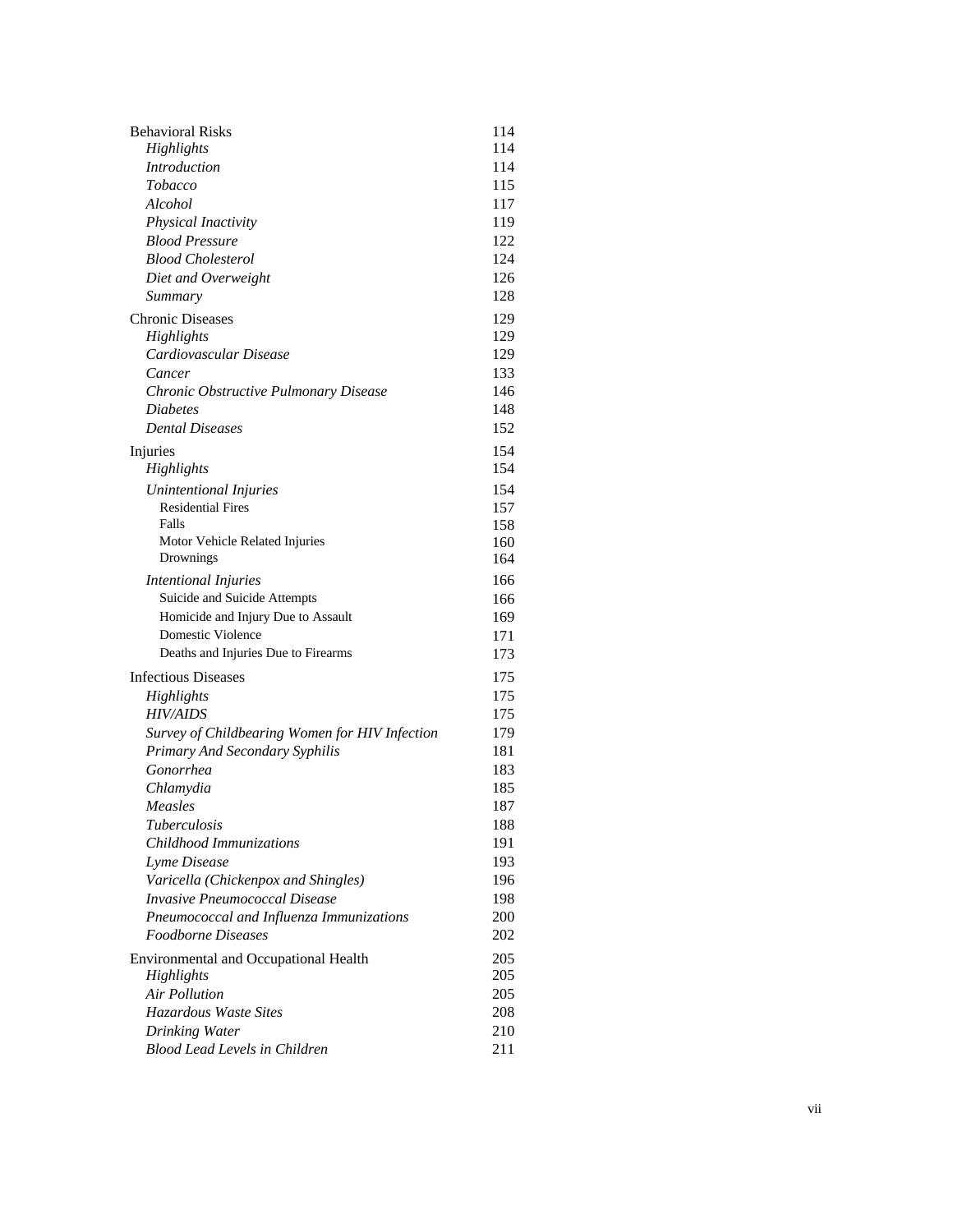| | |
|---|---|
| Behavioral Risks | 114 |
| *Highlights* | 114 |
| *Introduction* | 114 |
| *Tobacco* | 115 |
| *Alcohol* | 117 |
| *Physical Inactivity* | 119 |
| *Blood Pressure* | 122 |
| *Blood Cholesterol* | 124 |
| *Diet and Overweight* | 126 |
| *Summary* | 128 |
| Chronic Diseases | 129 |
| *Highlights* | 129 |
| *Cardiovascular Disease* | 129 |
| *Cancer* | 133 |
| *Chronic Obstructive Pulmonary Disease* | 146 |
| *Diabetes* | 148 |
| *Dental Diseases* | 152 |
| Injuries | 154 |
| *Highlights* | 154 |
| *Unintentional Injuries* | 154 |
| Residential Fires | 157 |
| Falls | 158 |
| Motor Vehicle Related Injuries | 160 |
| Drownings | 164 |
| *Intentional Injuries* | 166 |
| Suicide and Suicide Attempts | 166 |
| Homicide and Injury Due to Assault | 169 |
| Domestic Violence | 171 |
| Deaths and Injuries Due to Firearms | 173 |
| Infectious Diseases | 175 |
| *Highlights* | 175 |
| *HIV/AIDS* | 175 |
| *Survey of Childbearing Women for HIV Infection* | 179 |
| *Primary And Secondary Syphilis* | 181 |
| *Gonorrhea* | 183 |
| *Chlamydia* | 185 |
| *Measles* | 187 |
| *Tuberculosis* | 188 |
| *Childhood Immunizations* | 191 |
| *Lyme Disease* | 193 |
| *Varicella (Chickenpox and Shingles)* | 196 |
| *Invasive Pneumococcal Disease* | 198 |
| *Pneumococcal and Influenza Immunizations* | 200 |
| *Foodborne Diseases* | 202 |
| Environmental and Occupational Health | 205 |
| *Highlights* | 205 |
| *Air Pollution* | 205 |
| *Hazardous Waste Sites* | 208 |
| *Drinking Water* | 210 |
| *Blood Lead Levels in Children* | 211 |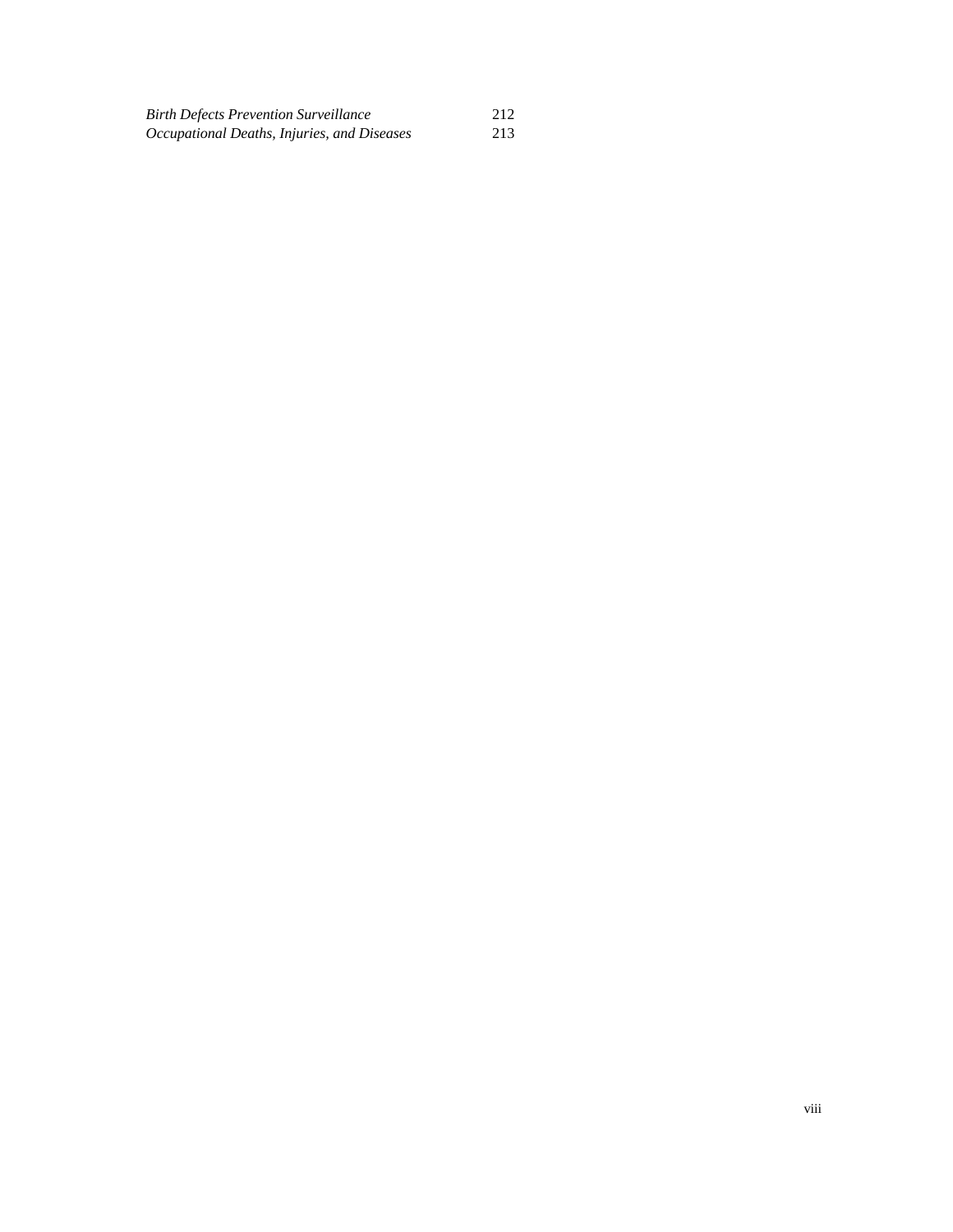| | |
|---|---|
| *Birth Defects Prevention Surveillance* | 212 |
| *Occupational Deaths, Injuries, and Diseases* | 213 |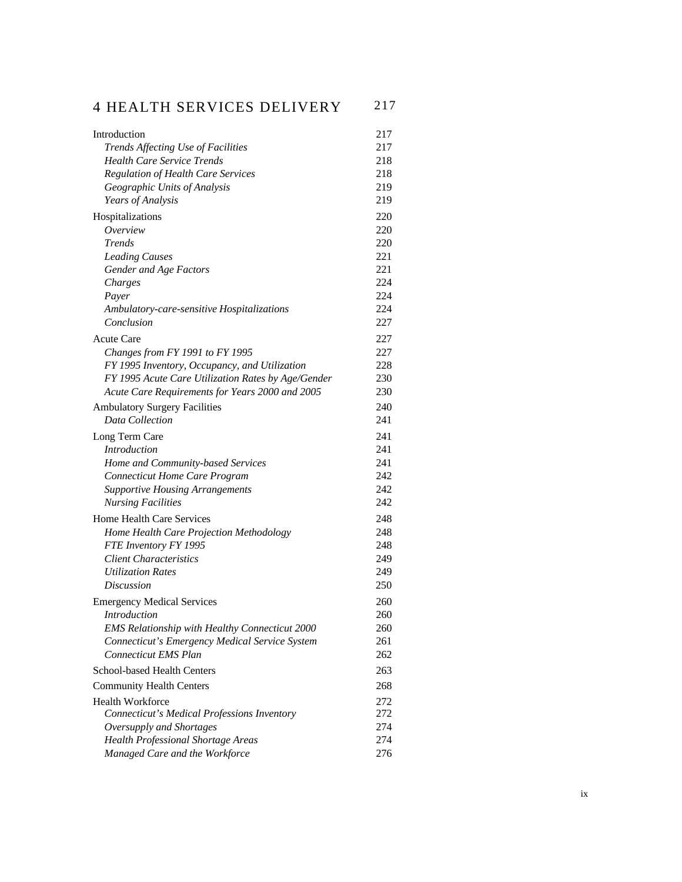# 4 HEALTH SERVICES DELIVERY 217

| | |
|---|---|
| Introduction | 217 |
| *Trends Affecting Use of Facilities* | 217 |
| *Health Care Service Trends* | 218 |
| *Regulation of Health Care Services* | 218 |
| *Geographic Units of Analysis* | 219 |
| *Years of Analysis* | 219 |
| Hospitalizations | 220 |
| *Overview* | 220 |
| *Trends* | 220 |
| *Leading Causes* | 221 |
| *Gender and Age Factors* | 221 |
| *Charges* | 224 |
| *Payer* | 224 |
| *Ambulatory-care-sensitive Hospitalizations* | 224 |
| *Conclusion* | 227 |
| Acute Care | 227 |
| *Changes from FY 1991 to FY 1995* | 227 |
| *FY 1995 Inventory, Occupancy, and Utilization* | 228 |
| *FY 1995 Acute Care Utilization Rates by Age/Gender* | 230 |
| *Acute Care Requirements for Years 2000 and 2005* | 230 |
| Ambulatory Surgery Facilities | 240 |
| *Data Collection* | 241 |
| Long Term Care | 241 |
| *Introduction* | 241 |
| *Home and Community-based Services* | 241 |
| *Connecticut Home Care Program* | 242 |
| *Supportive Housing Arrangements* | 242 |
| *Nursing Facilities* | 242 |
| Home Health Care Services | 248 |
| *Home Health Care Projection Methodology* | 248 |
| *FTE Inventory FY 1995* | 248 |
| *Client Characteristics* | 249 |
| *Utilization Rates* | 249 |
| *Discussion* | 250 |
| Emergency Medical Services | 260 |
| *Introduction* | 260 |
| *EMS Relationship with Healthy Connecticut 2000* | 260 |
| *Connecticut's Emergency Medical Service System* | 261 |
| *Connecticut EMS Plan* | 262 |
| School-based Health Centers | 263 |
| Community Health Centers | 268 |
| Health Workforce | 272 |
| *Connecticut's Medical Professions Inventory* | 272 |
| *Oversupply and Shortages* | 274 |
| *Health Professional Shortage Areas* | 274 |
| *Managed Care and the Workforce* | 276 |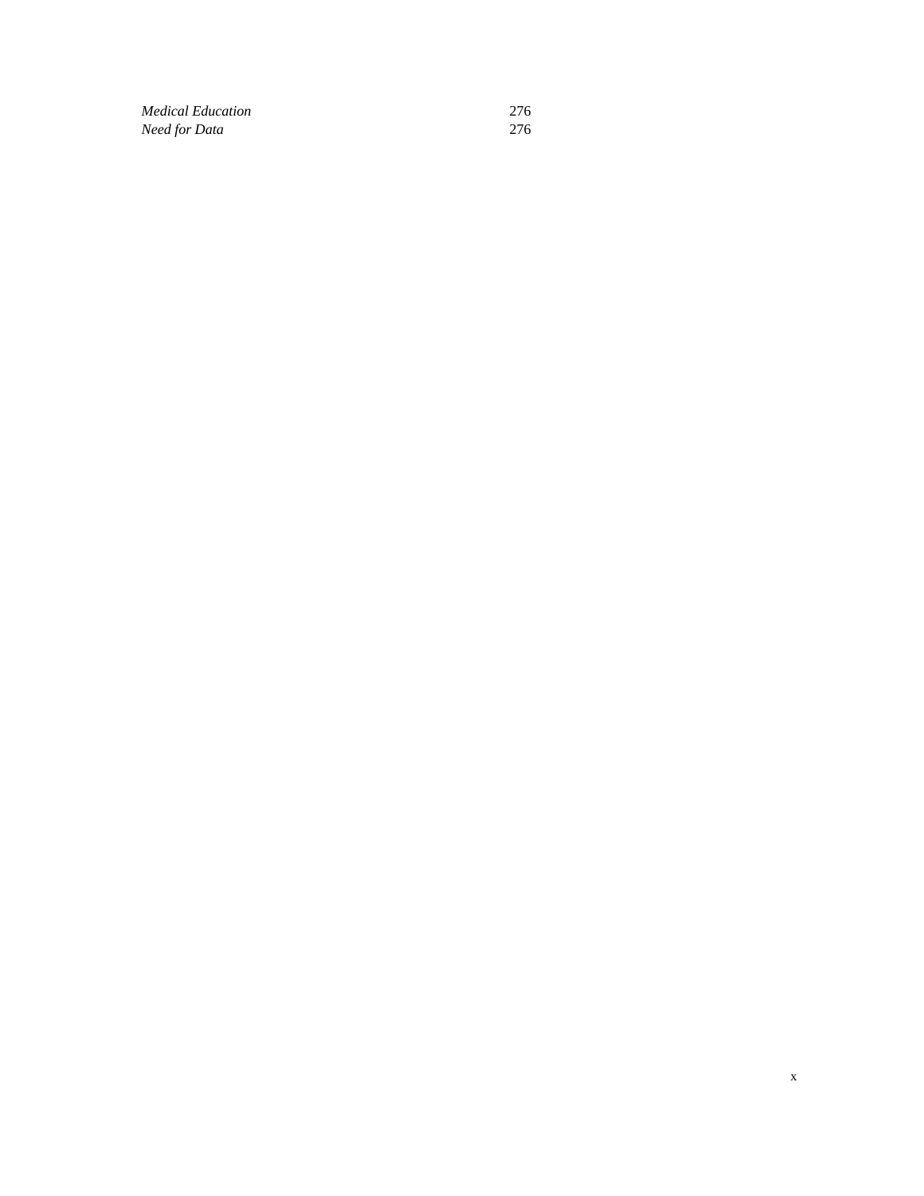| | |
|---|---|
| *Medical Education* | 276 |
| *Need for Data* | 276 |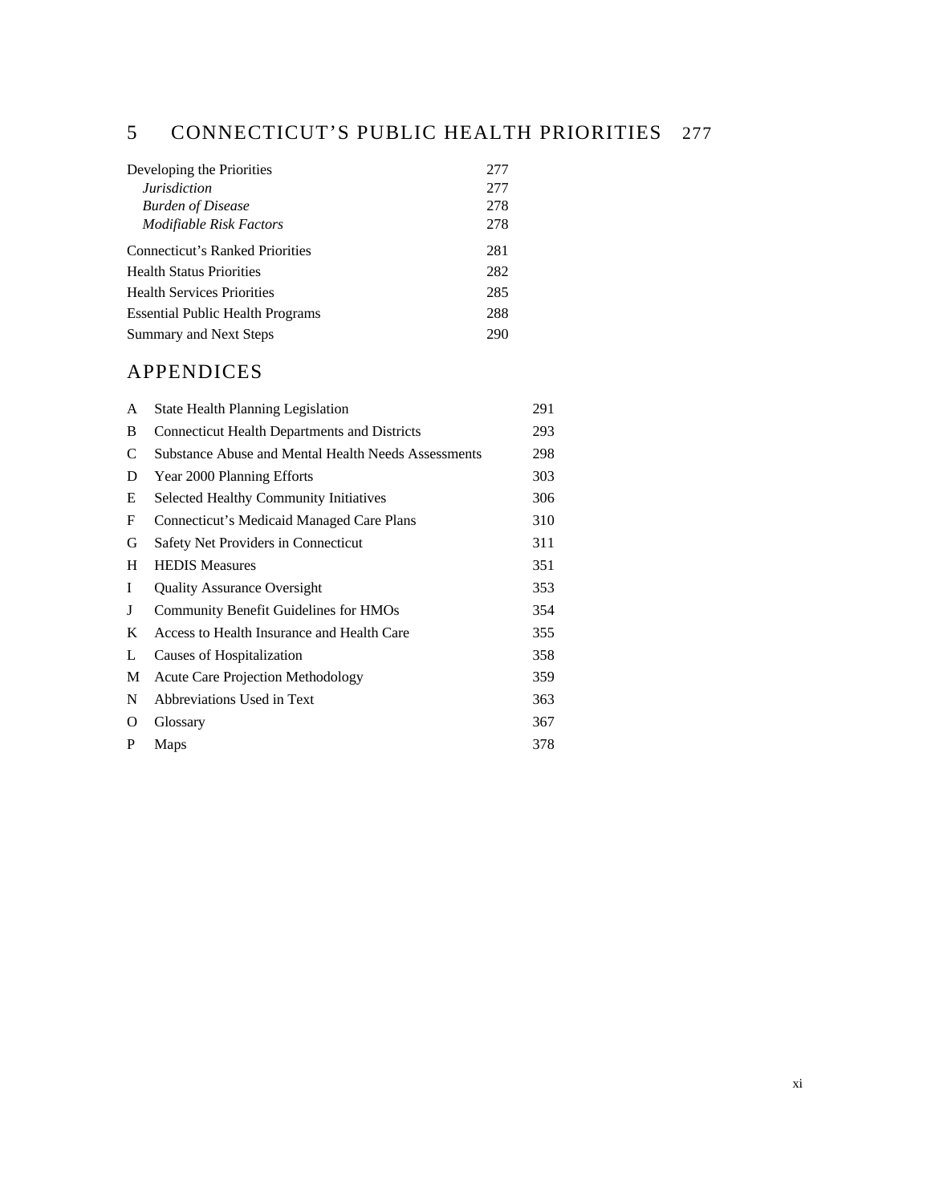## 5 CONNECTICUT'S PUBLIC HEALTH PRIORITIES 277

| | |
|---|---|
| Developing the Priorities | 277 |
| *Jurisdiction* | 277 |
| *Burden of Disease* | 278 |
| *Modifiable Risk Factors* | 278 |
| Connecticut's Ranked Priorities | 281 |
| Health Status Priorities | 282 |
| Health Services Priorities | 285 |
| Essential Public Health Programs | 288 |
| Summary and Next Steps | 290 |

## APPENDICES

| | | |
|---|---|---|
| A | State Health Planning Legislation | 291 |
| B | Connecticut Health Departments and Districts | 293 |
| C | Substance Abuse and Mental Health Needs Assessments | 298 |
| D | Year 2000 Planning Efforts | 303 |
| E | Selected Healthy Community Initiatives | 306 |
| F | Connecticut's Medicaid Managed Care Plans | 310 |
| G | Safety Net Providers in Connecticut | 311 |
| H | HEDIS Measures | 351 |
| I | Quality Assurance Oversight | 353 |
| J | Community Benefit Guidelines for HMOs | 354 |
| K | Access to Health Insurance and Health Care | 355 |
| L | Causes of Hospitalization | 358 |
| M | Acute Care Projection Methodology | 359 |
| N | Abbreviations Used in Text | 363 |
| O | Glossary | 367 |
| P | Maps | 378 |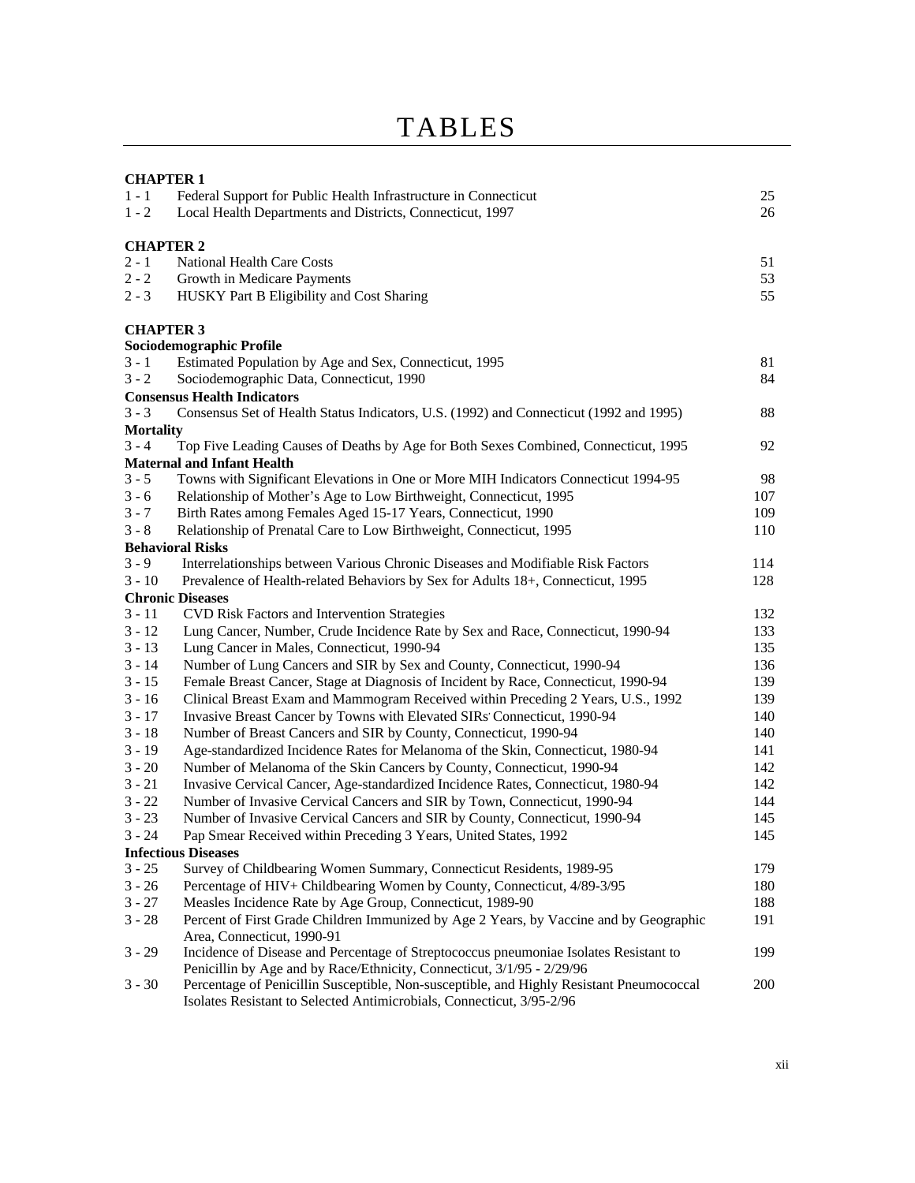# TABLES

**CHAPTER 1**

| | | |
|---|---|---|
| 1 - 1 | Federal Support for Public Health Infrastructure in Connecticut | 25 |
| 1 - 2 | Local Health Departments and Districts, Connecticut, 1997 | 26 |

**CHAPTER 2**

| | | |
|---|---|---|
| 2 - 1 | National Health Care Costs | 51 |
| 2 - 2 | Growth in Medicare Payments | 53 |
| 2 - 3 | HUSKY Part B Eligibility and Cost Sharing | 55 |

**CHAPTER 3**

**Sociodemographic Profile**

| | | |
|---|---|---|
| 3 - 1 | Estimated Population by Age and Sex, Connecticut, 1995 | 81 |
| 3 - 2 | Sociodemographic Data, Connecticut, 1990 | 84 |

**Consensus Health Indicators**

| | | |
|---|---|---|
| 3 - 3 | Consensus Set of Health Status Indicators, U.S. (1992) and Connecticut (1992 and 1995) | 88 |

**Mortality**

| | | |
|---|---|---|
| 3 - 4 | Top Five Leading Causes of Deaths by Age for Both Sexes Combined, Connecticut, 1995 | 92 |

**Maternal and Infant Health**

| | | |
|---|---|---|
| 3 - 5 | Towns with Significant Elevations in One or More MIH Indicators Connecticut 1994-95 | 98 |
| 3 - 6 | Relationship of Mother's Age to Low Birthweight, Connecticut, 1995 | 107 |
| 3 - 7 | Birth Rates among Females Aged 15-17 Years, Connecticut, 1990 | 109 |
| 3 - 8 | Relationship of Prenatal Care to Low Birthweight, Connecticut, 1995 | 110 |

**Behavioral Risks**

| | | |
|---|---|---|
| 3 - 9 | Interrelationships between Various Chronic Diseases and Modifiable Risk Factors | 114 |
| 3 - 10 | Prevalence of Health-related Behaviors by Sex for Adults 18+, Connecticut, 1995 | 128 |

**Chronic Diseases**

| | | |
|---|---|---|
| 3 - 11 | CVD Risk Factors and Intervention Strategies | 132 |
| 3 - 12 | Lung Cancer, Number, Crude Incidence Rate by Sex and Race, Connecticut, 1990-94 | 133 |
| 3 - 13 | Lung Cancer in Males, Connecticut, 1990-94 | 135 |
| 3 - 14 | Number of Lung Cancers and SIR by Sex and County, Connecticut, 1990-94 | 136 |
| 3 - 15 | Female Breast Cancer, Stage at Diagnosis of Incident by Race, Connecticut, 1990-94 | 139 |
| 3 - 16 | Clinical Breast Exam and Mammogram Received within Preceding 2 Years, U.S., 1992 | 139 |
| 3 - 17 | Invasive Breast Cancer by Towns with Elevated SIRs Connecticut, 1990-94 | 140 |
| 3 - 18 | Number of Breast Cancers and SIR by County, Connecticut, 1990-94 | 140 |
| 3 - 19 | Age-standardized Incidence Rates for Melanoma of the Skin, Connecticut, 1980-94 | 141 |
| 3 - 20 | Number of Melanoma of the Skin Cancers by County, Connecticut, 1990-94 | 142 |
| 3 - 21 | Invasive Cervical Cancer, Age-standardized Incidence Rates, Connecticut, 1980-94 | 142 |
| 3 - 22 | Number of Invasive Cervical Cancers and SIR by Town, Connecticut, 1990-94 | 144 |
| 3 - 23 | Number of Invasive Cervical Cancers and SIR by County, Connecticut, 1990-94 | 145 |
| 3 - 24 | Pap Smear Received within Preceding 3 Years, United States, 1992 | 145 |

**Infectious Diseases**

| | | |
|---|---|---|
| 3 - 25 | Survey of Childbearing Women Summary, Connecticut Residents, 1989-95 | 179 |
| 3 - 26 | Percentage of HIV+ Childbearing Women by County, Connecticut, 4/89-3/95 | 180 |
| 3 - 27 | Measles Incidence Rate by Age Group, Connecticut, 1989-90 | 188 |
| 3 - 28 | Percent of First Grade Children Immunized by Age 2 Years, by Vaccine and by Geographic Area, Connecticut, 1990-91 | 191 |
| 3 - 29 | Incidence of Disease and Percentage of Streptococcus pneumoniae Isolates Resistant to Penicillin by Age and by Race/Ethnicity, Connecticut, 3/1/95 - 2/29/96 | 199 |
| 3 - 30 | Percentage of Penicillin Susceptible, Non-susceptible, and Highly Resistant Pneumococcal Isolates Resistant to Selected Antimicrobials, Connecticut, 3/95-2/96 | 200 |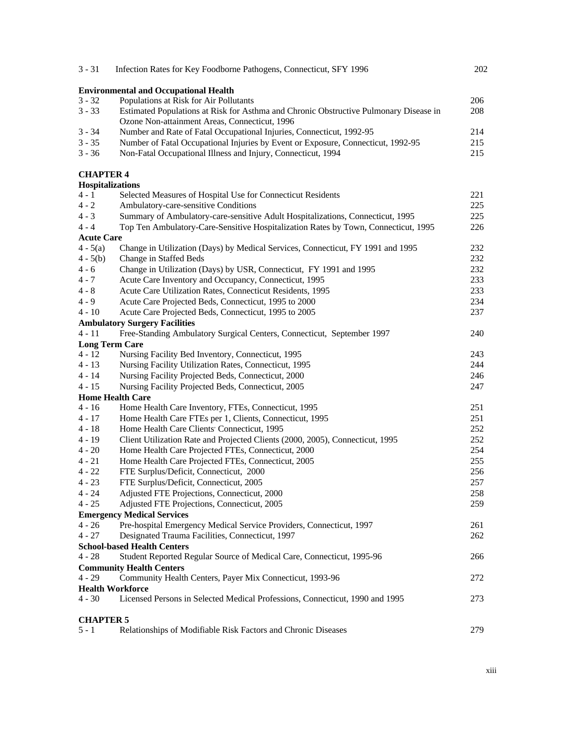| | | |
|---|---|---|
| 3 - 31 | Infection Rates for Key Foodborne Pathogens, Connecticut, SFY 1996 | 202 |
| **Environmental and Occupational Health** | | |
| 3 - 32 | Populations at Risk for Air Pollutants | 206 |
| 3 - 33 | Estimated Populations at Risk for Asthma and Chronic Obstructive Pulmonary Disease in Ozone Non-attainment Areas, Connecticut, 1996 | 208 |
| 3 - 34 | Number and Rate of Fatal Occupational Injuries, Connecticut, 1992-95 | 214 |
| 3 - 35 | Number of Fatal Occupational Injuries by Event or Exposure, Connecticut, 1992-95 | 215 |
| 3 - 36 | Non-Fatal Occupational Illness and Injury, Connecticut, 1994 | 215 |

**CHAPTER 4**

| | | |
|---|---|---|
| **Hospitalizations** | | |
| 4 - 1 | Selected Measures of Hospital Use for Connecticut Residents | 221 |
| 4 - 2 | Ambulatory-care-sensitive Conditions | 225 |
| 4 - 3 | Summary of Ambulatory-care-sensitive Adult Hospitalizations, Connecticut, 1995 | 225 |
| 4 - 4 | Top Ten Ambulatory-Care-Sensitive Hospitalization Rates by Town, Connecticut, 1995 | 226 |
| **Acute Care** | | |
| 4 - 5(a) | Change in Utilization (Days) by Medical Services, Connecticut, FY 1991 and 1995 | 232 |
| 4 - 5(b) | Change in Staffed Beds | 232 |
| 4 - 6 | Change in Utilization (Days) by USR, Connecticut, FY 1991 and 1995 | 232 |
| 4 - 7 | Acute Care Inventory and Occupancy, Connecticut, 1995 | 233 |
| 4 - 8 | Acute Care Utilization Rates, Connecticut Residents, 1995 | 233 |
| 4 - 9 | Acute Care Projected Beds, Connecticut, 1995 to 2000 | 234 |
| 4 - 10 | Acute Care Projected Beds, Connecticut, 1995 to 2005 | 237 |
| **Ambulatory Surgery Facilities** | | |
| 4 - 11 | Free-Standing Ambulatory Surgical Centers, Connecticut, September 1997 | 240 |
| **Long Term Care** | | |
| 4 - 12 | Nursing Facility Bed Inventory, Connecticut, 1995 | 243 |
| 4 - 13 | Nursing Facility Utilization Rates, Connecticut, 1995 | 244 |
| 4 - 14 | Nursing Facility Projected Beds, Connecticut, 2000 | 246 |
| 4 - 15 | Nursing Facility Projected Beds, Connecticut, 2005 | 247 |
| **Home Health Care** | | |
| 4 - 16 | Home Health Care Inventory, FTEs, Connecticut, 1995 | 251 |
| 4 - 17 | Home Health Care FTEs per 1, Clients, Connecticut, 1995 | 251 |
| 4 - 18 | Home Health Care Clients, Connecticut, 1995 | 252 |
| 4 - 19 | Client Utilization Rate and Projected Clients (2000, 2005), Connecticut, 1995 | 252 |
| 4 - 20 | Home Health Care Projected FTEs, Connecticut, 2000 | 254 |
| 4 - 21 | Home Health Care Projected FTEs, Connecticut, 2005 | 255 |
| 4 - 22 | FTE Surplus/Deficit, Connecticut, 2000 | 256 |
| 4 - 23 | FTE Surplus/Deficit, Connecticut, 2005 | 257 |
| 4 - 24 | Adjusted FTE Projections, Connecticut, 2000 | 258 |
| 4 - 25 | Adjusted FTE Projections, Connecticut, 2005 | 259 |
| **Emergency Medical Services** | | |
| 4 - 26 | Pre-hospital Emergency Medical Service Providers, Connecticut, 1997 | 261 |
| 4 - 27 | Designated Trauma Facilities, Connecticut, 1997 | 262 |
| **School-based Health Centers** | | |
| 4 - 28 | Student Reported Regular Source of Medical Care, Connecticut, 1995-96 | 266 |
| **Community Health Centers** | | |
| 4 - 29 | Community Health Centers, Payer Mix Connecticut, 1993-96 | 272 |
| **Health Workforce** | | |
| 4 - 30 | Licensed Persons in Selected Medical Professions, Connecticut, 1990 and 1995 | 273 |

**CHAPTER 5**

| | | |
|---|---|---|
| 5 - 1 | Relationships of Modifiable Risk Factors and Chronic Diseases | 279 |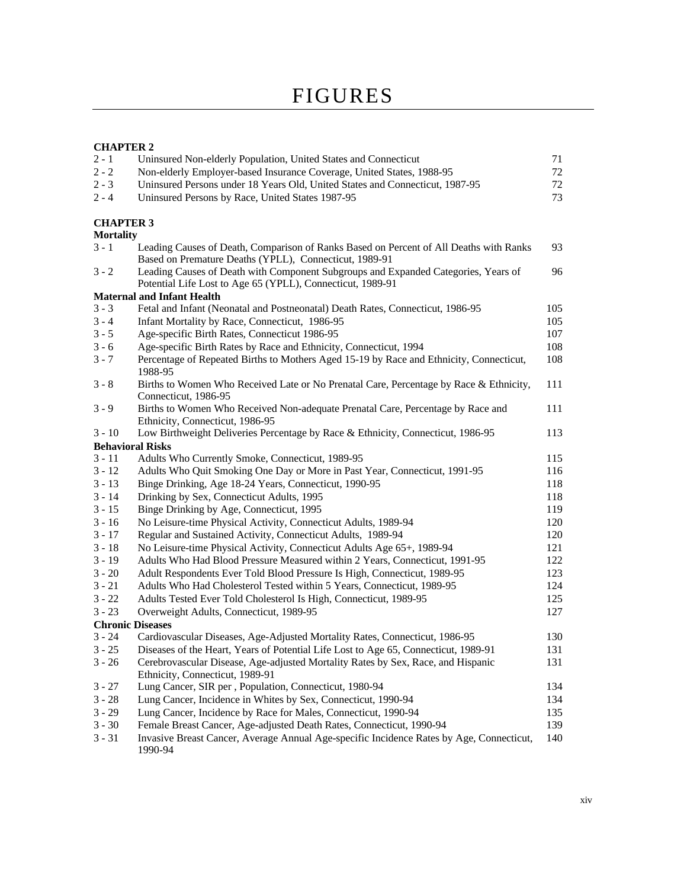# FIGURES

**CHAPTER 2**

| | | |
|---|---|---|
| 2 - 1 | Uninsured Non-elderly Population, United States and Connecticut | 71 |
| 2 - 2 | Non-elderly Employer-based Insurance Coverage, United States, 1988-95 | 72 |
| 2 - 3 | Uninsured Persons under 18 Years Old, United States and Connecticut, 1987-95 | 72 |
| 2 - 4 | Uninsured Persons by Race, United States 1987-95 | 73 |

**CHAPTER 3**

| | | |
|---|---|---|
| **Mortality** | | |
| 3 - 1 | Leading Causes of Death, Comparison of Ranks Based on Percent of All Deaths with Ranks Based on Premature Deaths (YPLL), Connecticut, 1989-91 | 93 |
| 3 - 2 | Leading Causes of Death with Component Subgroups and Expanded Categories, Years of Potential Life Lost to Age 65 (YPLL), Connecticut, 1989-91 | 96 |
| **Maternal and Infant Health** | | |
| 3 - 3 | Fetal and Infant (Neonatal and Postneonatal) Death Rates, Connecticut, 1986-95 | 105 |
| 3 - 4 | Infant Mortality by Race, Connecticut, 1986-95 | 105 |
| 3 - 5 | Age-specific Birth Rates, Connecticut 1986-95 | 107 |
| 3 - 6 | Age-specific Birth Rates by Race and Ethnicity, Connecticut, 1994 | 108 |
| 3 - 7 | Percentage of Repeated Births to Mothers Aged 15-19 by Race and Ethnicity, Connecticut, 1988-95 | 108 |
| 3 - 8 | Births to Women Who Received Late or No Prenatal Care, Percentage by Race & Ethnicity, Connecticut, 1986-95 | 111 |
| 3 - 9 | Births to Women Who Received Non-adequate Prenatal Care, Percentage by Race and Ethnicity, Connecticut, 1986-95 | 111 |
| 3 - 10 | Low Birthweight Deliveries Percentage by Race & Ethnicity, Connecticut, 1986-95 | 113 |
| **Behavioral Risks** | | |
| 3 - 11 | Adults Who Currently Smoke, Connecticut, 1989-95 | 115 |
| 3 - 12 | Adults Who Quit Smoking One Day or More in Past Year, Connecticut, 1991-95 | 116 |
| 3 - 13 | Binge Drinking, Age 18-24 Years, Connecticut, 1990-95 | 118 |
| 3 - 14 | Drinking by Sex, Connecticut Adults, 1995 | 118 |
| 3 - 15 | Binge Drinking by Age, Connecticut, 1995 | 119 |
| 3 - 16 | No Leisure-time Physical Activity, Connecticut Adults, 1989-94 | 120 |
| 3 - 17 | Regular and Sustained Activity, Connecticut Adults, 1989-94 | 120 |
| 3 - 18 | No Leisure-time Physical Activity, Connecticut Adults Age 65+, 1989-94 | 121 |
| 3 - 19 | Adults Who Had Blood Pressure Measured within 2 Years, Connecticut, 1991-95 | 122 |
| 3 - 20 | Adult Respondents Ever Told Blood Pressure Is High, Connecticut, 1989-95 | 123 |
| 3 - 21 | Adults Who Had Cholesterol Tested within 5 Years, Connecticut, 1989-95 | 124 |
| 3 - 22 | Adults Tested Ever Told Cholesterol Is High, Connecticut, 1989-95 | 125 |
| 3 - 23 | Overweight Adults, Connecticut, 1989-95 | 127 |
| **Chronic Diseases** | | |
| 3 - 24 | Cardiovascular Diseases, Age-Adjusted Mortality Rates, Connecticut, 1986-95 | 130 |
| 3 - 25 | Diseases of the Heart, Years of Potential Life Lost to Age 65, Connecticut, 1989-91 | 131 |
| 3 - 26 | Cerebrovascular Disease, Age-adjusted Mortality Rates by Sex, Race, and Hispanic Ethnicity, Connecticut, 1989-91 | 131 |
| 3 - 27 | Lung Cancer, SIR per , Population, Connecticut, 1980-94 | 134 |
| 3 - 28 | Lung Cancer, Incidence in Whites by Sex, Connecticut, 1990-94 | 134 |
| 3 - 29 | Lung Cancer, Incidence by Race for Males, Connecticut, 1990-94 | 135 |
| 3 - 30 | Female Breast Cancer, Age-adjusted Death Rates, Connecticut, 1990-94 | 139 |
| 3 - 31 | Invasive Breast Cancer, Average Annual Age-specific Incidence Rates by Age, Connecticut, 1990-94 | 140 |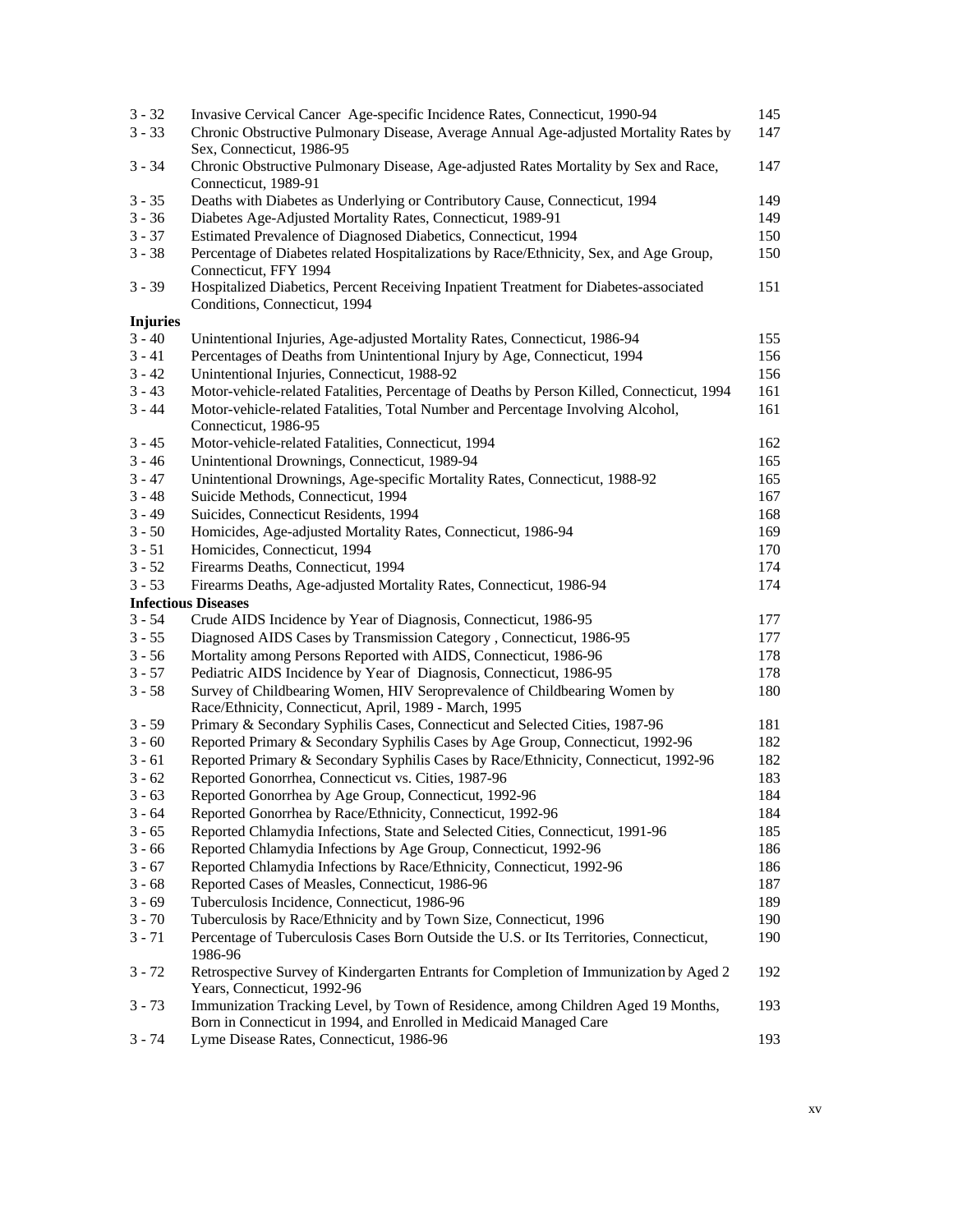| | | |
|---|---|---|
| 3 - 32 | Invasive Cervical Cancer Age-specific Incidence Rates, Connecticut, 1990-94 | 145 |
| 3 - 33 | Chronic Obstructive Pulmonary Disease, Average Annual Age-adjusted Mortality Rates by Sex, Connecticut, 1986-95 | 147 |
| 3 - 34 | Chronic Obstructive Pulmonary Disease, Age-adjusted Rates Mortality by Sex and Race, Connecticut, 1989-91 | 147 |
| 3 - 35 | Deaths with Diabetes as Underlying or Contributory Cause, Connecticut, 1994 | 149 |
| 3 - 36 | Diabetes Age-Adjusted Mortality Rates, Connecticut, 1989-91 | 149 |
| 3 - 37 | Estimated Prevalence of Diagnosed Diabetics, Connecticut, 1994 | 150 |
| 3 - 38 | Percentage of Diabetes related Hospitalizations by Race/Ethnicity, Sex, and Age Group, Connecticut, FFY 1994 | 150 |
| 3 - 39 | Hospitalized Diabetics, Percent Receiving Inpatient Treatment for Diabetes-associated Conditions, Connecticut, 1994 | 151 |
| **Injuries** | | |
| 3 - 40 | Unintentional Injuries, Age-adjusted Mortality Rates, Connecticut, 1986-94 | 155 |
| 3 - 41 | Percentages of Deaths from Unintentional Injury by Age, Connecticut, 1994 | 156 |
| 3 - 42 | Unintentional Injuries, Connecticut, 1988-92 | 156 |
| 3 - 43 | Motor-vehicle-related Fatalities, Percentage of Deaths by Person Killed, Connecticut, 1994 | 161 |
| 3 - 44 | Motor-vehicle-related Fatalities, Total Number and Percentage Involving Alcohol, Connecticut, 1986-95 | 161 |
| 3 - 45 | Motor-vehicle-related Fatalities, Connecticut, 1994 | 162 |
| 3 - 46 | Unintentional Drownings, Connecticut, 1989-94 | 165 |
| 3 - 47 | Unintentional Drownings, Age-specific Mortality Rates, Connecticut, 1988-92 | 165 |
| 3 - 48 | Suicide Methods, Connecticut, 1994 | 167 |
| 3 - 49 | Suicides, Connecticut Residents, 1994 | 168 |
| 3 - 50 | Homicides, Age-adjusted Mortality Rates, Connecticut, 1986-94 | 169 |
| 3 - 51 | Homicides, Connecticut, 1994 | 170 |
| 3 - 52 | Firearms Deaths, Connecticut, 1994 | 174 |
| 3 - 53 | Firearms Deaths, Age-adjusted Mortality Rates, Connecticut, 1986-94 | 174 |
| **Infectious Diseases** | | |
| 3 - 54 | Crude AIDS Incidence by Year of Diagnosis, Connecticut, 1986-95 | 177 |
| 3 - 55 | Diagnosed AIDS Cases by Transmission Category , Connecticut, 1986-95 | 177 |
| 3 - 56 | Mortality among Persons Reported with AIDS, Connecticut, 1986-96 | 178 |
| 3 - 57 | Pediatric AIDS Incidence by Year of Diagnosis, Connecticut, 1986-95 | 178 |
| 3 - 58 | Survey of Childbearing Women, HIV Seroprevalence of Childbearing Women by Race/Ethnicity, Connecticut, April, 1989 - March, 1995 | 180 |
| 3 - 59 | Primary & Secondary Syphilis Cases, Connecticut and Selected Cities, 1987-96 | 181 |
| 3 - 60 | Reported Primary & Secondary Syphilis Cases by Age Group, Connecticut, 1992-96 | 182 |
| 3 - 61 | Reported Primary & Secondary Syphilis Cases by Race/Ethnicity, Connecticut, 1992-96 | 182 |
| 3 - 62 | Reported Gonorrhea, Connecticut vs. Cities, 1987-96 | 183 |
| 3 - 63 | Reported Gonorrhea by Age Group, Connecticut, 1992-96 | 184 |
| 3 - 64 | Reported Gonorrhea by Race/Ethnicity, Connecticut, 1992-96 | 184 |
| 3 - 65 | Reported Chlamydia Infections, State and Selected Cities, Connecticut, 1991-96 | 185 |
| 3 - 66 | Reported Chlamydia Infections by Age Group, Connecticut, 1992-96 | 186 |
| 3 - 67 | Reported Chlamydia Infections by Race/Ethnicity, Connecticut, 1992-96 | 186 |
| 3 - 68 | Reported Cases of Measles, Connecticut, 1986-96 | 187 |
| 3 - 69 | Tuberculosis Incidence, Connecticut, 1986-96 | 189 |
| 3 - 70 | Tuberculosis by Race/Ethnicity and by Town Size, Connecticut, 1996 | 190 |
| 3 - 71 | Percentage of Tuberculosis Cases Born Outside the U.S. or Its Territories, Connecticut, 1986-96 | 190 |
| 3 - 72 | Retrospective Survey of Kindergarten Entrants for Completion of Immunization by Aged 2 Years, Connecticut, 1992-96 | 192 |
| 3 - 73 | Immunization Tracking Level, by Town of Residence, among Children Aged 19 Months, Born in Connecticut in 1994, and Enrolled in Medicaid Managed Care | 193 |
| 3 - 74 | Lyme Disease Rates, Connecticut, 1986-96 | 193 |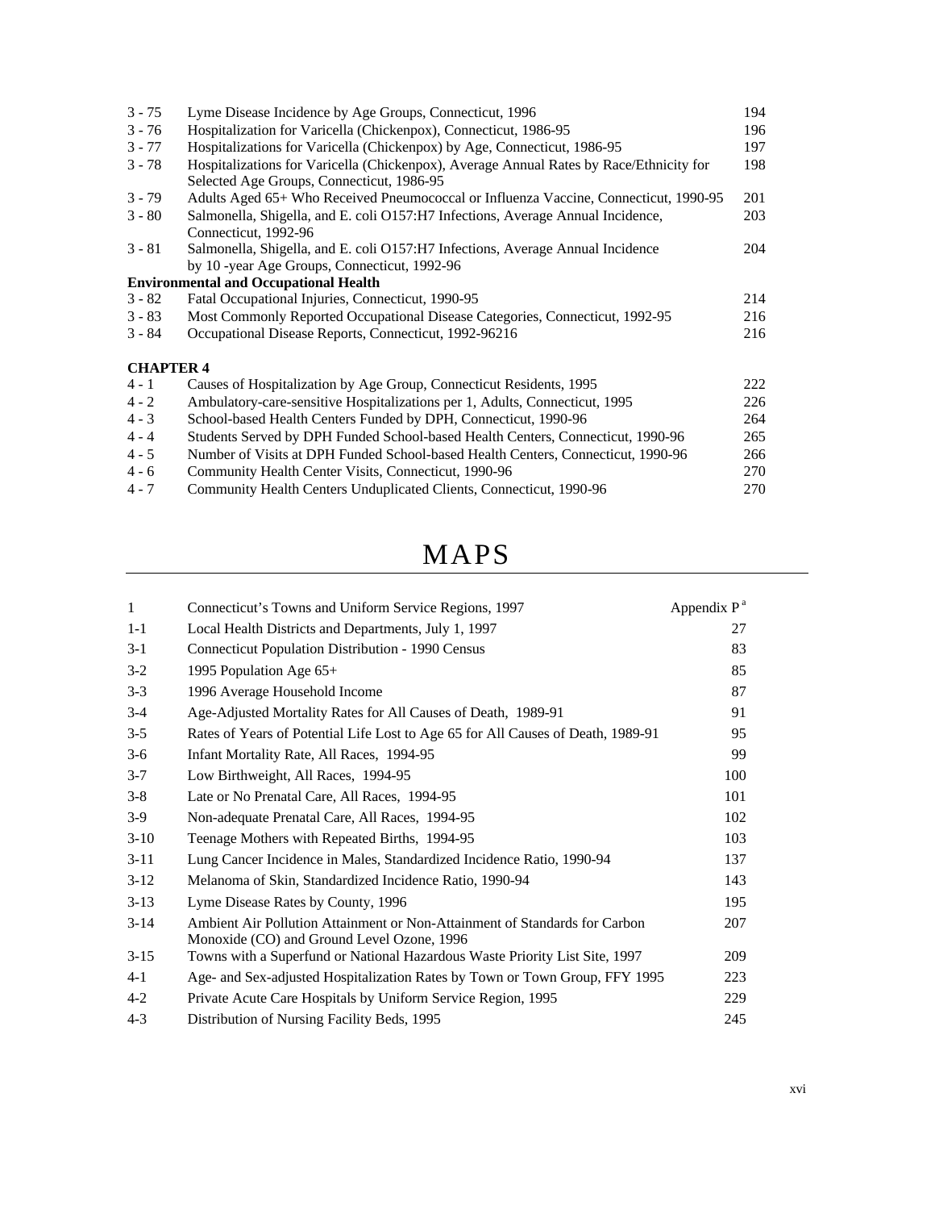| | | |
|---|---|---|
| 3 - 75 | Lyme Disease Incidence by Age Groups, Connecticut, 1996 | 194 |
| 3 - 76 | Hospitalization for Varicella (Chickenpox), Connecticut, 1986-95 | 196 |
| 3 - 77 | Hospitalizations for Varicella (Chickenpox) by Age, Connecticut, 1986-95 | 197 |
| 3 - 78 | Hospitalizations for Varicella (Chickenpox), Average Annual Rates by Race/Ethnicity for Selected Age Groups, Connecticut, 1986-95 | 198 |
| 3 - 79 | Adults Aged 65+ Who Received Pneumococcal or Influenza Vaccine, Connecticut, 1990-95 | 201 |
| 3 - 80 | Salmonella, Shigella, and E. coli O157:H7 Infections, Average Annual Incidence, Connecticut, 1992-96 | 203 |
| 3 - 81 | Salmonella, Shigella, and E. coli O157:H7 Infections, Average Annual Incidence by 10 -year Age Groups, Connecticut, 1992-96 | 204 |
| **Environmental and Occupational Health** | | |
| 3 - 82 | Fatal Occupational Injuries, Connecticut, 1990-95 | 214 |
| 3 - 83 | Most Commonly Reported Occupational Disease Categories, Connecticut, 1992-95 | 216 |
| 3 - 84 | Occupational Disease Reports, Connecticut, 1992-96216 | 216 |

**CHAPTER 4**

| | | |
|---|---|---|
| 4 - 1 | Causes of Hospitalization by Age Group, Connecticut Residents, 1995 | 222 |
| 4 - 2 | Ambulatory-care-sensitive Hospitalizations per 1, Adults, Connecticut, 1995 | 226 |
| 4 - 3 | School-based Health Centers Funded by DPH, Connecticut, 1990-96 | 264 |
| 4 - 4 | Students Served by DPH Funded School-based Health Centers, Connecticut, 1990-96 | 265 |
| 4 - 5 | Number of Visits at DPH Funded School-based Health Centers, Connecticut, 1990-96 | 266 |
| 4 - 6 | Community Health Center Visits, Connecticut, 1990-96 | 270 |
| 4 - 7 | Community Health Centers Unduplicated Clients, Connecticut, 1990-96 | 270 |

# MAPS

| | | |
|---|---|---|
| 1 | Connecticut's Towns and Uniform Service Regions, 1997 | Appendix P [a] |
| 1-1 | Local Health Districts and Departments, July 1, 1997 | 27 |
| 3-1 | Connecticut Population Distribution - 1990 Census | 83 |
| 3-2 | 1995 Population Age 65+ | 85 |
| 3-3 | 1996 Average Household Income | 87 |
| 3-4 | Age-Adjusted Mortality Rates for All Causes of Death, 1989-91 | 91 |
| 3-5 | Rates of Years of Potential Life Lost to Age 65 for All Causes of Death, 1989-91 | 95 |
| 3-6 | Infant Mortality Rate, All Races, 1994-95 | 99 |
| 3-7 | Low Birthweight, All Races, 1994-95 | 100 |
| 3-8 | Late or No Prenatal Care, All Races, 1994-95 | 101 |
| 3-9 | Non-adequate Prenatal Care, All Races, 1994-95 | 102 |
| 3-10 | Teenage Mothers with Repeated Births, 1994-95 | 103 |
| 3-11 | Lung Cancer Incidence in Males, Standardized Incidence Ratio, 1990-94 | 137 |
| 3-12 | Melanoma of Skin, Standardized Incidence Ratio, 1990-94 | 143 |
| 3-13 | Lyme Disease Rates by County, 1996 | 195 |
| 3-14 | Ambient Air Pollution Attainment or Non-Attainment of Standards for Carbon Monoxide (CO) and Ground Level Ozone, 1996 | 207 |
| 3-15 | Towns with a Superfund or National Hazardous Waste Priority List Site, 1997 | 209 |
| 4-1 | Age- and Sex-adjusted Hospitalization Rates by Town or Town Group, FFY 1995 | 223 |
| 4-2 | Private Acute Care Hospitals by Uniform Service Region, 1995 | 229 |
| 4-3 | Distribution of Nursing Facility Beds, 1995 | 245 |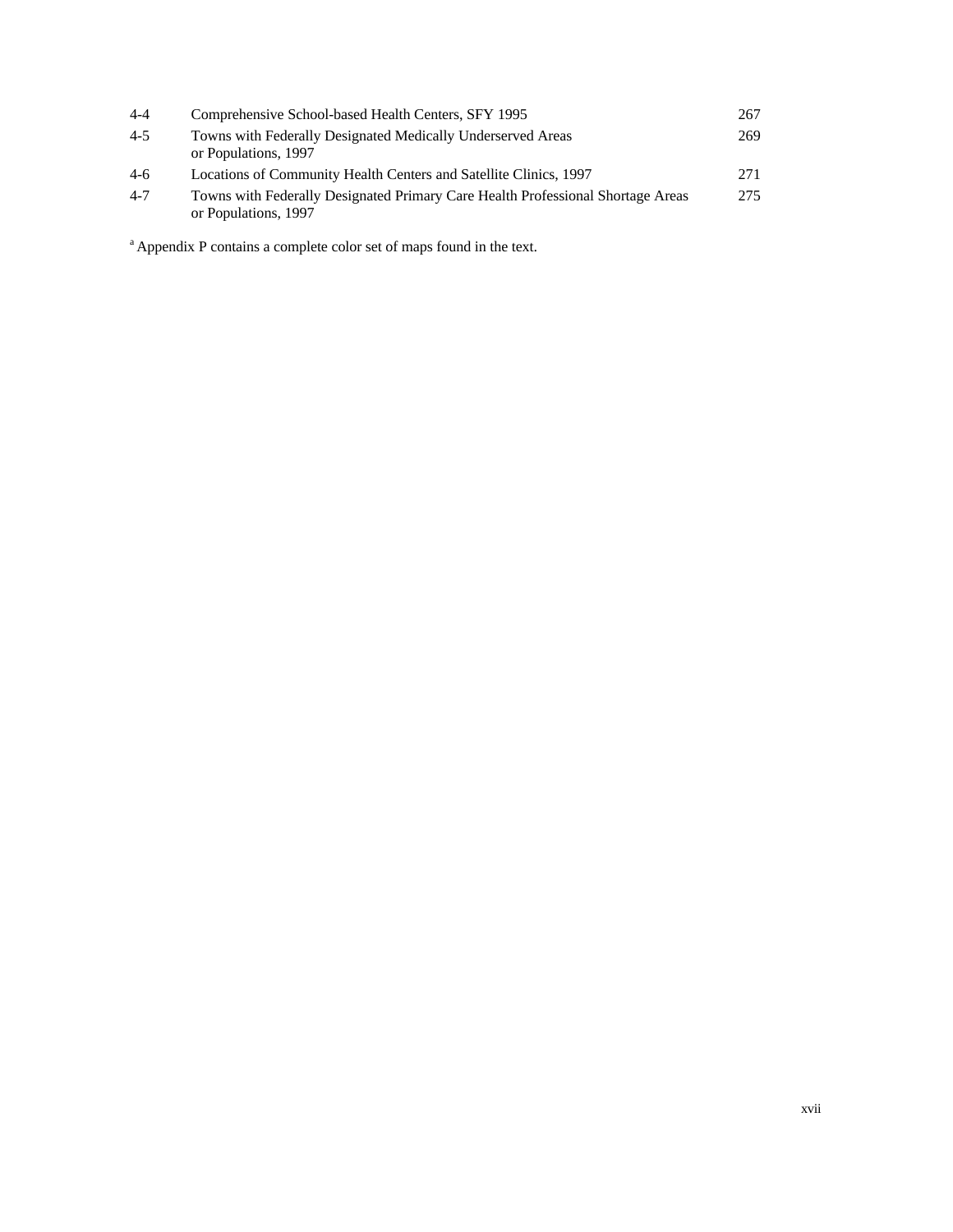| | | |
|---|---|---|
| 4-4 | Comprehensive School-based Health Centers, SFY 1995 | 267 |
| 4-5 | Towns with Federally Designated Medically Underserved Areas or Populations, 1997 | 269 |
| 4-6 | Locations of Community Health Centers and Satellite Clinics, 1997 | 271 |
| 4-7 | Towns with Federally Designated Primary Care Health Professional Shortage Areas or Populations, 1997 | 275 |

[a] Appendix P contains a complete color set of maps found in the text.